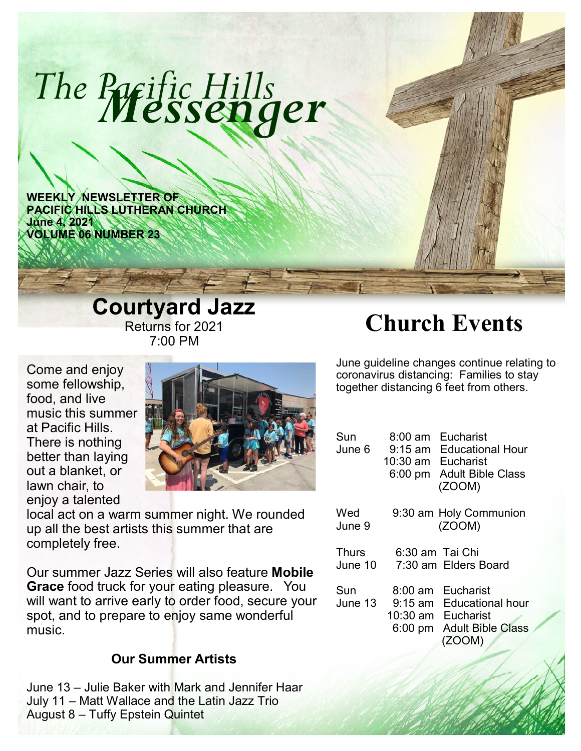# The Pacific Hills *Messenger*

**WEEKLY NEWSLETTER OF PACIFIC HILLS LUTHERAN CHURCH**
**June 4, 2021**
**VOLUME 06 NUMBER 23**

## Courtyard Jazz

Returns for 2021
7:00 PM

Come and enjoy some fellowship, food, and live music this summer at Pacific Hills. There is nothing better than laying out a blanket, or lawn chair, to enjoy a talented local act on a warm summer night. We rounded up all the best artists this summer that are completely free.

Our summer Jazz Series will also feature **Mobile Grace** food truck for your eating pleasure. You will want to arrive early to order food, secure your spot, and to prepare to enjoy same wonderful music.

### Our Summer Artists

June 13 – Julie Baker with Mark and Jennifer Haar
July 11 – Matt Wallace and the Latin Jazz Trio
August 8 – Tuffy Epstein Quintet

## Church Events

June guideline changes continue relating to coronavirus distancing: Families to stay together distancing 6 feet from others.

| Day | Time | Event |
|---|---|---|
| Sun June 6 | 8:00 am | Eucharist |
| | 9:15 am | Educational Hour |
| | 10:30 am | Eucharist |
| | 6:00 pm | Adult Bible Class (ZOOM) |
| Wed June 9 | 9:30 am | Holy Communion (ZOOM) |
| Thurs June 10 | 6:30 am | Tai Chi |
| | 7:30 am | Elders Board |
| Sun June 13 | 8:00 am | Eucharist |
| | 9:15 am | Educational hour |
| | 10:30 am | Eucharist |
| | 6:00 pm | Adult Bible Class (ZOOM) |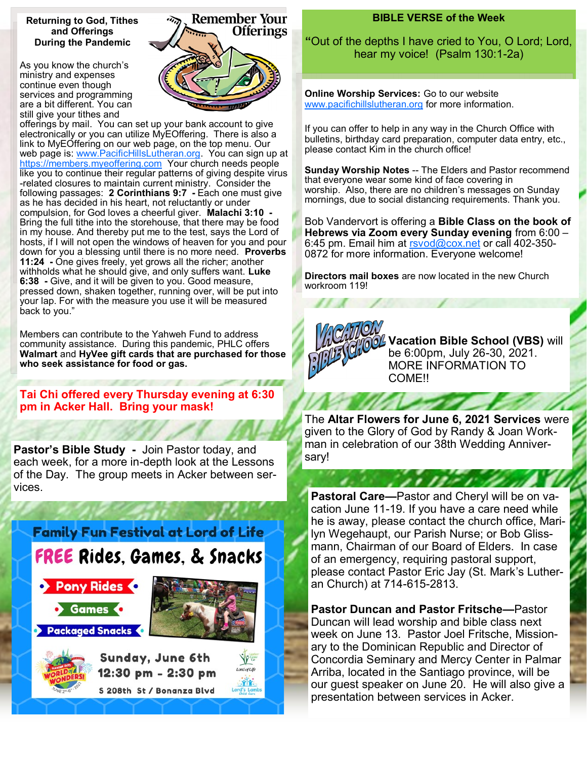**Returning to God, Tithes and Offerings During the Pandemic**

Remember Your Offerings

As you know the church's ministry and expenses continue even though services and programming are a bit different. You can still give your tithes and offerings by mail. You can set up your bank account to give electronically or you can utilize MyEOffering. There is also a link to MyEOffering on our web page, on the top menu. Our web page is: www.PacificHillsLutheran.org. You can sign up at https://members.myeoffering.com Your church needs people like you to continue their regular patterns of giving despite virus -related closures to maintain current ministry. Consider the following passages: **2 Corinthians 9:7 -** Each one must give as he has decided in his heart, not reluctantly or under compulsion, for God loves a cheerful giver. **Malachi 3:10 -** Bring the full tithe into the storehouse, that there may be food in my house. And thereby put me to the test, says the Lord of hosts, if I will not open the windows of heaven for you and pour down for you a blessing until there is no more need. **Proverbs 11:24 -** One gives freely, yet grows all the richer; another withholds what he should give, and only suffers want. **Luke 6:38 -** Give, and it will be given to you. Good measure, pressed down, shaken together, running over, will be put into your lap. For with the measure you use it will be measured back to you."

Members can contribute to the Yahweh Fund to address community assistance. During this pandemic, PHLC offers **Walmart** and **HyVee gift cards that are purchased for those who seek assistance for food or gas.**

**Tai Chi offered every Thursday evening at 6:30 pm in Acker Hall. Bring your mask!**

**Pastor's Bible Study -** Join Pastor today, and each week, for a more in-depth look at the Lessons of the Day. The group meets in Acker between services.

Family Fun Festival at Lord of Life

FREE Rides, Games, & Snacks

- Pony Rides
- Games
- Packaged Snacks

Sunday, June 6th
12:30 pm - 2:30 pm
S 208th St / Bonanza Blvd

**BIBLE VERSE of the Week**

**"**Out of the depths I have cried to You, O Lord; Lord, hear my voice! (Psalm 130:1-2a)

**Online Worship Services:** Go to our website www.pacifichillslutheran.org for more information.

If you can offer to help in any way in the Church Office with bulletins, birthday card preparation, computer data entry, etc., please contact Kim in the church office!

**Sunday Worship Notes** -- The Elders and Pastor recommend that everyone wear some kind of face covering in worship. Also, there are no children's messages on Sunday mornings, due to social distancing requirements. Thank you.

Bob Vandervort is offering a **Bible Class on the book of Hebrews via Zoom every Sunday evening** from 6:00 – 6:45 pm. Email him at rsvod@cox.net or call 402-350-0872 for more information. Everyone welcome!

**Directors mail boxes** are now located in the new Church workroom 119!

**Vacation Bible School (VBS)** will be 6:00pm, July 26-30, 2021. MORE INFORMATION TO COME!!

The **Altar Flowers for June 6, 2021 Services** were given to the Glory of God by Randy & Joan Workman in celebration of our 38th Wedding Anniversary!

**Pastoral Care—**Pastor and Cheryl will be on vacation June 11-19. If you have a care need while he is away, please contact the church office, Marilyn Wegehaupt, our Parish Nurse; or Bob Glissmann, Chairman of our Board of Elders. In case of an emergency, requiring pastoral support, please contact Pastor Eric Jay (St. Mark's Lutheran Church) at 714-615-2813.

**Pastor Duncan and Pastor Fritsche—**Pastor Duncan will lead worship and bible class next week on June 13. Pastor Joel Fritsche, Missionary to the Dominican Republic and Director of Concordia Seminary and Mercy Center in Palmar Arriba, located in the Santiago province, will be our guest speaker on June 20. He will also give a presentation between services in Acker.